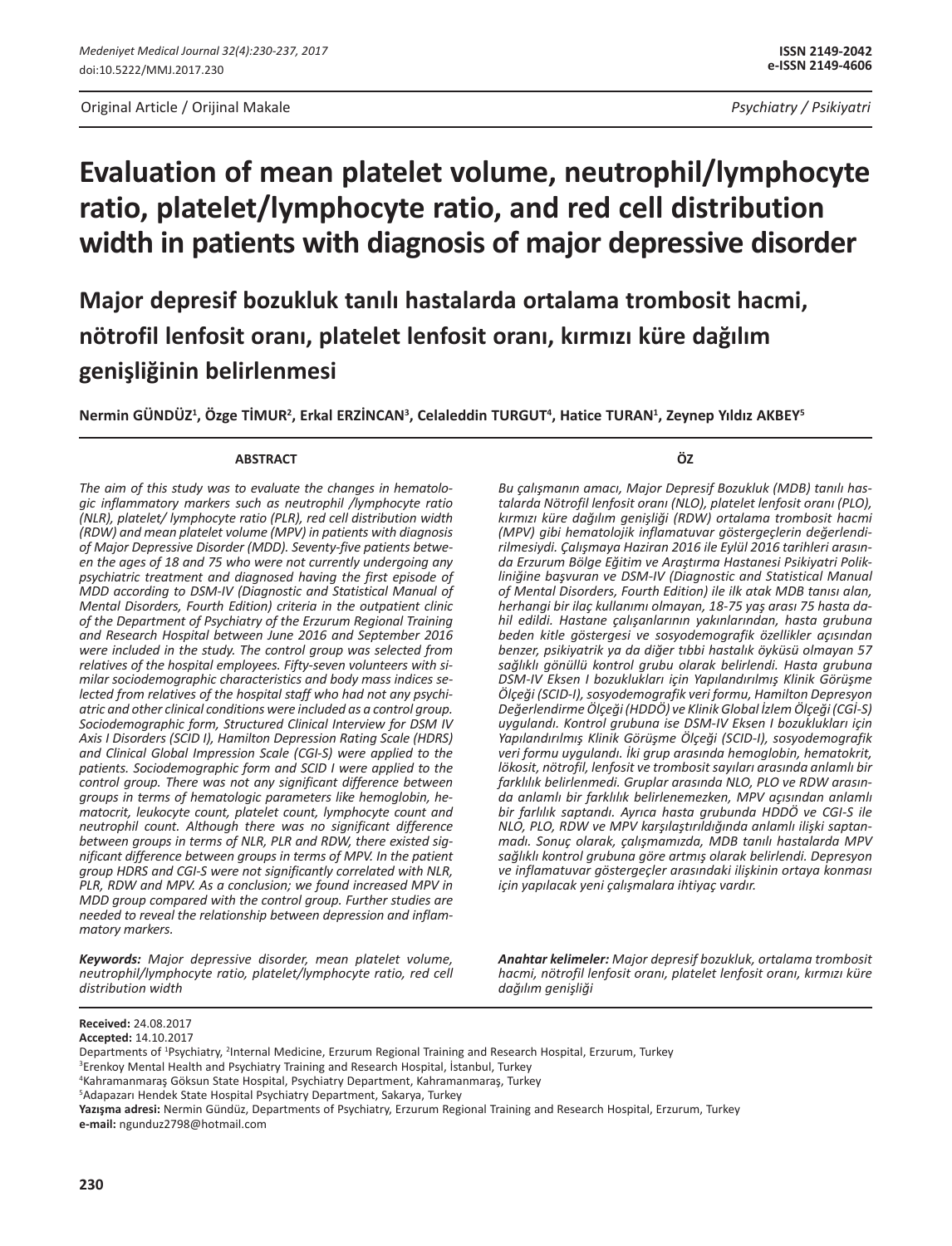Original Article / Orijinal Makale

Psychiatry / Psikiyatri

# Evaluation of mean platelet volume, neutrophil/lymphocyte ratio, platelet/lymphocyte ratio, and red cell distribution width in patients with diagnosis of major depressive disorder

## Major depresif bozukluk tanılı hastalarda ortalama trombosit hacmi, nötrofil lenfosit oranı, platelet lenfosit oranı, kırmızı küre dağılım genişliğinin belirlenmesi

**Nermin GÜNDÜZ[1], Özge TİMUR[2], Erkal ERZİNCAN[3], Celaleddin TURGUT[4], Hatice TURAN[1], Zeynep Yıldız AKBEY[5]**

### ABSTRACT

*The aim of this study was to evaluate the changes in hematologic inflammatory markers such as neutrophil /lymphocyte ratio (NLR), platelet/ lymphocyte ratio (PLR), red cell distribution width (RDW) and mean platelet volume (MPV) in patients with diagnosis of Major Depressive Disorder (MDD). Seventy-five patients between the ages of 18 and 75 who were not currently undergoing any psychiatric treatment and diagnosed having the first episode of MDD according to DSM-IV (Diagnostic and Statistical Manual of Mental Disorders, Fourth Edition) criteria in the outpatient clinic of the Department of Psychiatry of the Erzurum Regional Training and Research Hospital between June 2016 and September 2016 were included in the study. The control group was selected from relatives of the hospital employees. Fifty-seven volunteers with similar sociodemographic characteristics and body mass indices selected from relatives of the hospital staff who had not any psychiatric and other clinical conditions were included as a control group. Sociodemographic form, Structured Clinical Interview for DSM IV Axis I Disorders (SCID I), Hamilton Depression Rating Scale (HDRS) and Clinical Global Impression Scale (CGI-S) were applied to the patients. Sociodemographic form and SCID I were applied to the control group. There was not any significant difference between groups in terms of hematologic parameters like hemoglobin, hematocrit, leukocyte count, platelet count, lymphocyte count and neutrophil count. Although there was no significant difference between groups in terms of NLR, PLR and RDW, there existed significant difference between groups in terms of MPV. In the patient group HDRS and CGI-S were not significantly correlated with NLR, PLR, RDW and MPV. As a conclusion; we found increased MPV in MDD group compared with the control group. Further studies are needed to reveal the relationship between depression and inflammatory markers.*

***Keywords:*** *Major depressive disorder, mean platelet volume, neutrophil/lymphocyte ratio, platelet/lymphocyte ratio, red cell distribution width*

### ÖZ

*Bu çalışmanın amacı, Major Depresif Bozukluk (MDB) tanılı hastalarda Nötrofil lenfosit oranı (NLO), platelet lenfosit oranı (PLO), kırmızı küre dağılım genişliği (RDW) ortalama trombosit hacmi (MPV) gibi hematolojik inflamatuvar göstergeçlerin değerlendirilmesiydi. Çalışmaya Haziran 2016 ile Eylül 2016 tarihleri arasında Erzurum Bölge Eğitim ve Araştırma Hastanesi Psikiyatri Polikliniğine başvuran ve DSM-IV (Diagnostic and Statistical Manual of Mental Disorders, Fourth Edition) ile ilk atak MDB tanısı alan, herhangi bir ilaç kullanımı olmayan, 18-75 yaş arası 75 hasta dahil edildi. Hastane çalışanlarının yakınlarından, hasta grubuna beden kitle göstergesi ve sosyodemografik özellikler açısından benzer, psikiyatrik ya da diğer tıbbi hastalık öyküsü olmayan 57 sağlıklı gönüllü kontrol grubu olarak belirlendi. Hasta grubuna DSM-IV Eksen I bozuklukları için Yapılandırılmış Klinik Görüşme Ölçeği (SCID-I), sosyodemografik veri formu, Hamilton Depresyon Değerlendirme Ölçeği (HDDÖ) ve Klinik Global İzlem Ölçeği (CGİ-S) uygulandı. Kontrol grubuna ise DSM-IV Eksen I bozuklukları için Yapılandırılmış Klinik Görüşme Ölçeği (SCID-I), sosyodemografik veri formu uygulandı. İki grup arasında hemoglobin, hematokrit, lökosit, nötrofil, lenfosit ve trombosit sayıları arasında anlamlı bir farklılık belirlenmedi. Gruplar arasında NLO, PLO ve RDW arasında anlamlı bir farklılık belirlenemezken, MPV açısından anlamlı bir farlılık saptandı. Ayrıca hasta grubunda HDDÖ ve CGI-S ile NLO, PLO, RDW ve MPV karşılaştırıldığında anlamlı ilişki saptanmadı. Sonuç olarak, çalışmamızda, MDB tanılı hastalarda MPV sağlıklı kontrol grubuna göre artmış olarak belirlendi. Depresyon ve inflamatuvar göstergeçler arasındaki ilişkinin ortaya konması için yapılacak yeni çalışmalara ihtiyaç vardır.*

***Anahtar kelimeler:*** *Major depresif bozukluk, ortalama trombosit hacmi, nötrofil lenfosit oranı, platelet lenfosit oranı, kırmızı küre dağılım genişliği*

**Received:** 24.08.2017
**Accepted:** 14.10.2017

Departments of [1]Psychiatry, [2]Internal Medicine, Erzurum Regional Training and Research Hospital, Erzurum, Turkey
[3]Erenkoy Mental Health and Psychiatry Training and Research Hospital, İstanbul, Turkey
[4]Kahramanmaraş Göksun State Hospital, Psychiatry Department, Kahramanmaraş, Turkey
[5]Adapazarı Hendek State Hospital Psychiatry Department, Sakarya, Turkey

**Yazışma adresi:** Nermin Gündüz, Departments of Psychiatry, Erzurum Regional Training and Research Hospital, Erzurum, Turkey
**e-mail:** ngunduz2798@hotmail.com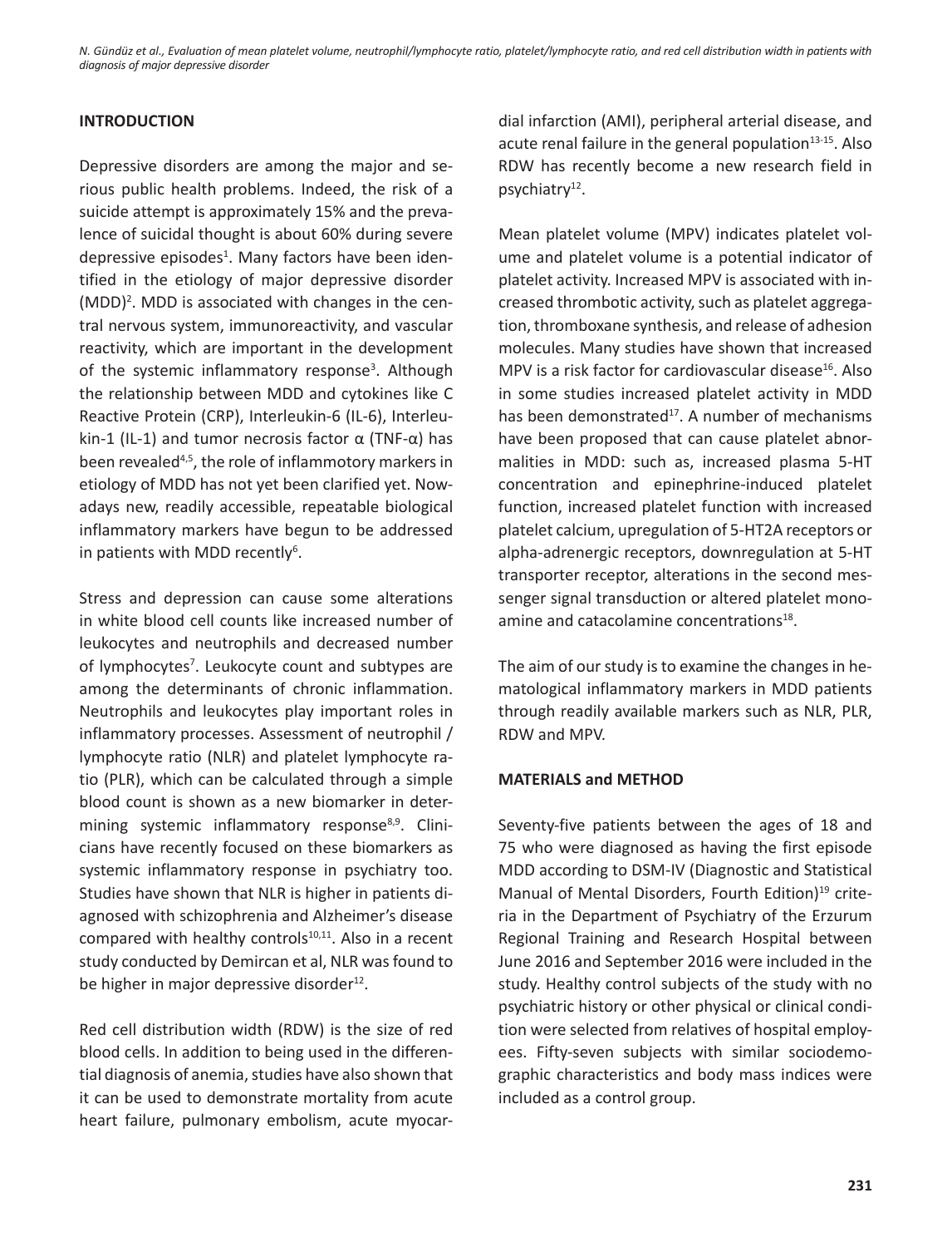## INTRODUCTION

Depressive disorders are among the major and serious public health problems. Indeed, the risk of a suicide attempt is approximately 15% and the prevalence of suicidal thought is about 60% during severe depressive episodes[1]. Many factors have been identified in the etiology of major depressive disorder (MDD)[2]. MDD is associated with changes in the central nervous system, immunoreactivity, and vascular reactivity, which are important in the development of the systemic inflammatory response[3]. Although the relationship between MDD and cytokines like C Reactive Protein (CRP), Interleukin-6 (IL-6), Interleukin-1 (IL-1) and tumor necrosis factor α (TNF-α) has been revealed[4,5], the role of inflammotory markers in etiology of MDD has not yet been clarified yet. Nowadays new, readily accessible, repeatable biological inflammatory markers have begun to be addressed in patients with MDD recently[6].

Stress and depression can cause some alterations in white blood cell counts like increased number of leukocytes and neutrophils and decreased number of lymphocytes[7]. Leukocyte count and subtypes are among the determinants of chronic inflammation. Neutrophils and leukocytes play important roles in inflammatory processes. Assessment of neutrophil / lymphocyte ratio (NLR) and platelet lymphocyte ratio (PLR), which can be calculated through a simple blood count is shown as a new biomarker in determining systemic inflammatory response[8,9]. Clinicians have recently focused on these biomarkers as systemic inflammatory response in psychiatry too. Studies have shown that NLR is higher in patients diagnosed with schizophrenia and Alzheimer's disease compared with healthy controls[10,11]. Also in a recent study conducted by Demircan et al, NLR was found to be higher in major depressive disorder[12].

Red cell distribution width (RDW) is the size of red blood cells. In addition to being used in the differential diagnosis of anemia, studies have also shown that it can be used to demonstrate mortality from acute heart failure, pulmonary embolism, acute myocardial infarction (AMI), peripheral arterial disease, and acute renal failure in the general population[13-15]. Also RDW has recently become a new research field in psychiatry[12].

Mean platelet volume (MPV) indicates platelet volume and platelet volume is a potential indicator of platelet activity. Increased MPV is associated with increased thrombotic activity, such as platelet aggregation, thromboxane synthesis, and release of adhesion molecules. Many studies have shown that increased MPV is a risk factor for cardiovascular disease[16]. Also in some studies increased platelet activity in MDD has been demonstrated[17]. A number of mechanisms have been proposed that can cause platelet abnormalities in MDD: such as, increased plasma 5-HT concentration and epinephrine-induced platelet function, increased platelet function with increased platelet calcium, upregulation of 5-HT2A receptors or alpha-adrenergic receptors, downregulation at 5-HT transporter receptor, alterations in the second messenger signal transduction or altered platelet monoamine and catacolamine concentrations[18].

The aim of our study is to examine the changes in hematological inflammatory markers in MDD patients through readily available markers such as NLR, PLR, RDW and MPV.

## MATERIALS and METHOD

Seventy-five patients between the ages of 18 and 75 who were diagnosed as having the first episode MDD according to DSM-IV (Diagnostic and Statistical Manual of Mental Disorders, Fourth Edition)[19] criteria in the Department of Psychiatry of the Erzurum Regional Training and Research Hospital between June 2016 and September 2016 were included in the study. Healthy control subjects of the study with no psychiatric history or other physical or clinical condition were selected from relatives of hospital employees. Fifty-seven subjects with similar sociodemographic characteristics and body mass indices were included as a control group.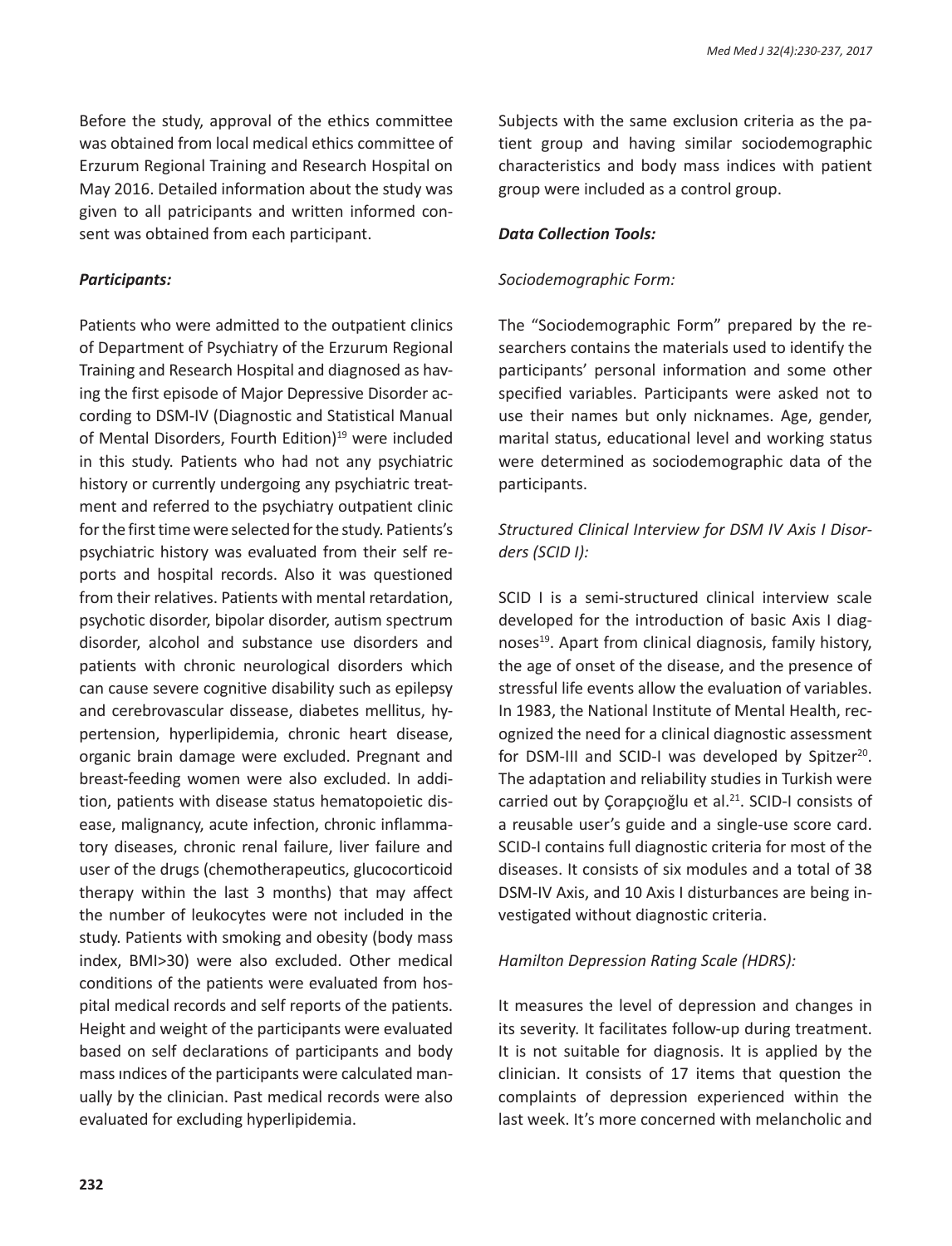Before the study, approval of the ethics committee was obtained from local medical ethics committee of Erzurum Regional Training and Research Hospital on May 2016. Detailed information about the study was given to all patricipants and written informed consent was obtained from each participant.

***Participants:***

Patients who were admitted to the outpatient clinics of Department of Psychiatry of the Erzurum Regional Training and Research Hospital and diagnosed as having the first episode of Major Depressive Disorder according to DSM-IV (Diagnostic and Statistical Manual of Mental Disorders, Fourth Edition)[19] were included in this study. Patients who had not any psychiatric history or currently undergoing any psychiatric treatment and referred to the psychiatry outpatient clinic for the first time were selected for the study. Patients's psychiatric history was evaluated from their self reports and hospital records. Also it was questioned from their relatives. Patients with mental retardation, psychotic disorder, bipolar disorder, autism spectrum disorder, alcohol and substance use disorders and patients with chronic neurological disorders which can cause severe cognitive disability such as epilepsy and cerebrovascular dissease, diabetes mellitus, hypertension, hyperlipidemia, chronic heart disease, organic brain damage were excluded. Pregnant and breast-feeding women were also excluded. In addition, patients with disease status hematopoietic disease, malignancy, acute infection, chronic inflammatory diseases, chronic renal failure, liver failure and user of the drugs (chemotherapeutics, glucocorticoid therapy within the last 3 months) that may affect the number of leukocytes were not included in the study. Patients with smoking and obesity (body mass index, BMI>30) were also excluded. Other medical conditions of the patients were evaluated from hospital medical records and self reports of the patients. Height and weight of the participants were evaluated based on self declarations of participants and body mass ındices of the participants were calculated manually by the clinician. Past medical records were also evaluated for excluding hyperlipidemia.

Subjects with the same exclusion criteria as the patient group and having similar sociodemographic characteristics and body mass indices with patient group were included as a control group.

***Data Collection Tools:***

*Sociodemographic Form:*

The "Sociodemographic Form" prepared by the researchers contains the materials used to identify the participants' personal information and some other specified variables. Participants were asked not to use their names but only nicknames. Age, gender, marital status, educational level and working status were determined as sociodemographic data of the participants.

*Structured Clinical Interview for DSM IV Axis I Disorders (SCID I):*

SCID I is a semi-structured clinical interview scale developed for the introduction of basic Axis I diagnoses[19]. Apart from clinical diagnosis, family history, the age of onset of the disease, and the presence of stressful life events allow the evaluation of variables. In 1983, the National Institute of Mental Health, recognized the need for a clinical diagnostic assessment for DSM-III and SCID-I was developed by Spitzer[20]. The adaptation and reliability studies in Turkish were carried out by Çorapçıoğlu et al.[21]. SCID-I consists of a reusable user's guide and a single-use score card. SCID-I contains full diagnostic criteria for most of the diseases. It consists of six modules and a total of 38 DSM-IV Axis, and 10 Axis I disturbances are being investigated without diagnostic criteria.

*Hamilton Depression Rating Scale (HDRS):*

It measures the level of depression and changes in its severity. It facilitates follow-up during treatment. It is not suitable for diagnosis. It is applied by the clinician. It consists of 17 items that question the complaints of depression experienced within the last week. It's more concerned with melancholic and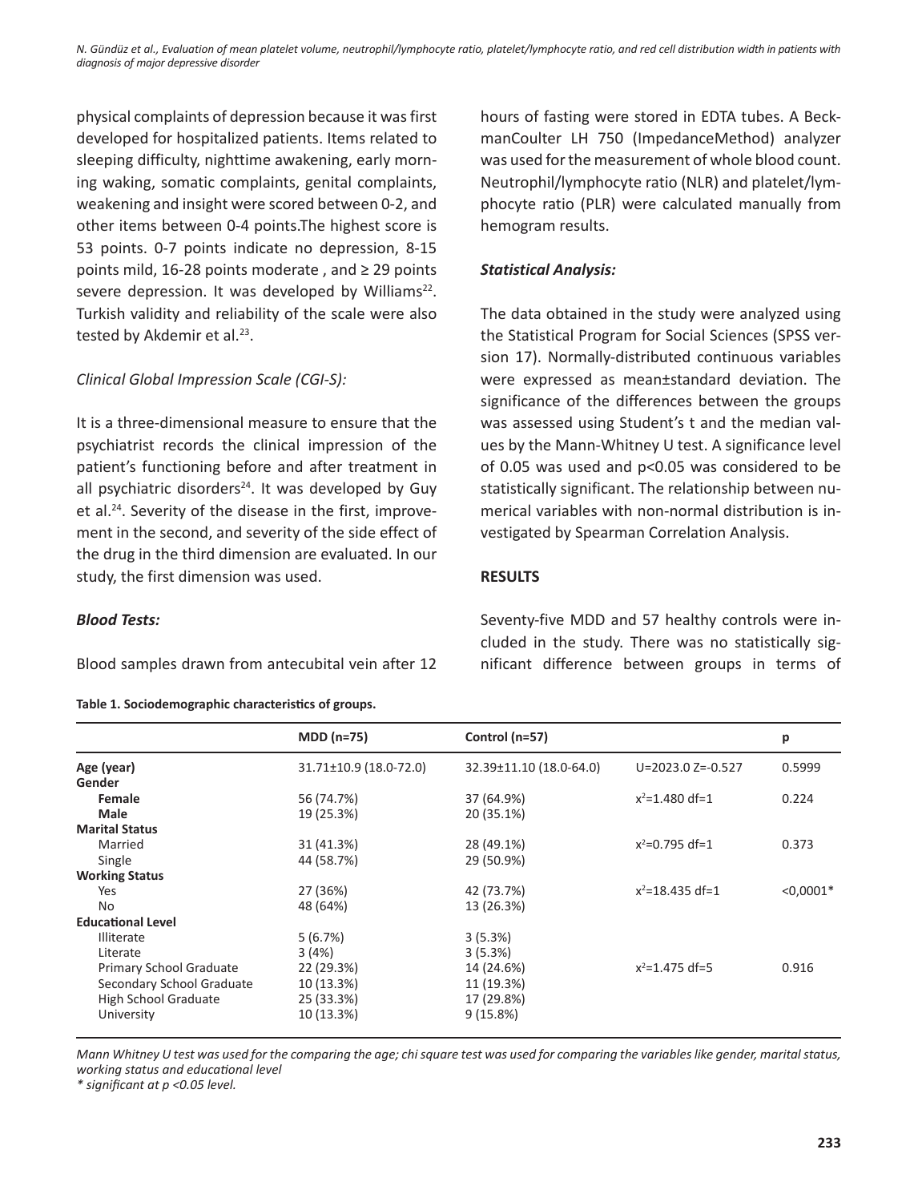physical complaints of depression because it was first developed for hospitalized patients. Items related to sleeping difficulty, nighttime awakening, early morning waking, somatic complaints, genital complaints, weakening and insight were scored between 0-2, and other items between 0-4 points.The highest score is 53 points. 0-7 points indicate no depression, 8-15 points mild, 16-28 points moderate , and ≥ 29 points severe depression. It was developed by Williams[22]. Turkish validity and reliability of the scale were also tested by Akdemir et al.[23].

*Clinical Global Impression Scale (CGI-S):*

It is a three-dimensional measure to ensure that the psychiatrist records the clinical impression of the patient's functioning before and after treatment in all psychiatric disorders[24]. It was developed by Guy et al.[24]. Severity of the disease in the first, improvement in the second, and severity of the side effect of the drug in the third dimension are evaluated. In our study, the first dimension was used.

***Blood Tests:***

Blood samples drawn from antecubital vein after 12 hours of fasting were stored in EDTA tubes. A BeckmanCoulter LH 750 (ImpedanceMethod) analyzer was used for the measurement of whole blood count. Neutrophil/lymphocyte ratio (NLR) and platelet/lymphocyte ratio (PLR) were calculated manually from hemogram results.

***Statistical Analysis:***

The data obtained in the study were analyzed using the Statistical Program for Social Sciences (SPSS version 17). Normally-distributed continuous variables were expressed as mean±standard deviation. The significance of the differences between the groups was assessed using Student's t and the median values by the Mann-Whitney U test. A significance level of 0.05 was used and $p<0.05$ was considered to be statistically significant. The relationship between numerical variables with non-normal distribution is investigated by Spearman Correlation Analysis.

**RESULTS**

Seventy-five MDD and 57 healthy controls were included in the study. There was no statistically significant difference between groups in terms of

**Table 1. Sociodemographic characteristics of groups.**

| | MDD (n=75) | Control (n=57) | | p |
|---|---|---|---|---|
| **Age (year)** | 31.71±10.9 (18.0-72.0) | 32.39±11.10 (18.0-64.0) | U=2023.0 Z=-0.527 | 0.5999 |
| **Gender** | | | | |
| **Female** | 56 (74.7%) | 37 (64.9%) | $x^2$=1.480 df=1 | 0.224 |
| **Male** | 19 (25.3%) | 20 (35.1%) | | |
| **Marital Status** | | | | |
| Married | 31 (41.3%) | 28 (49.1%) | $x^2$=0.795 df=1 | 0.373 |
| Single | 44 (58.7%) | 29 (50.9%) | | |
| **Working Status** | | | | |
| Yes | 27 (36%) | 42 (73.7%) | $x^2$=18.435 df=1 | <0,0001* |
| No | 48 (64%) | 13 (26.3%) | | |
| **Educational Level** | | | | |
| Illiterate | 5 (6.7%) | 3 (5.3%) | | |
| Literate | 3 (4%) | 3 (5.3%) | | |
| Primary School Graduate | 22 (29.3%) | 14 (24.6%) | $x^2$=1.475 df=5 | 0.916 |
| Secondary School Graduate | 10 (13.3%) | 11 (19.3%) | | |
| High School Graduate | 25 (33.3%) | 17 (29.8%) | | |
| University | 10 (13.3%) | 9 (15.8%) | | |

*Mann Whitney U test was used for the comparing the age; chi square test was used for comparing the variables like gender, marital status, working status and educational level*
*\* significant at p <0.05 level.*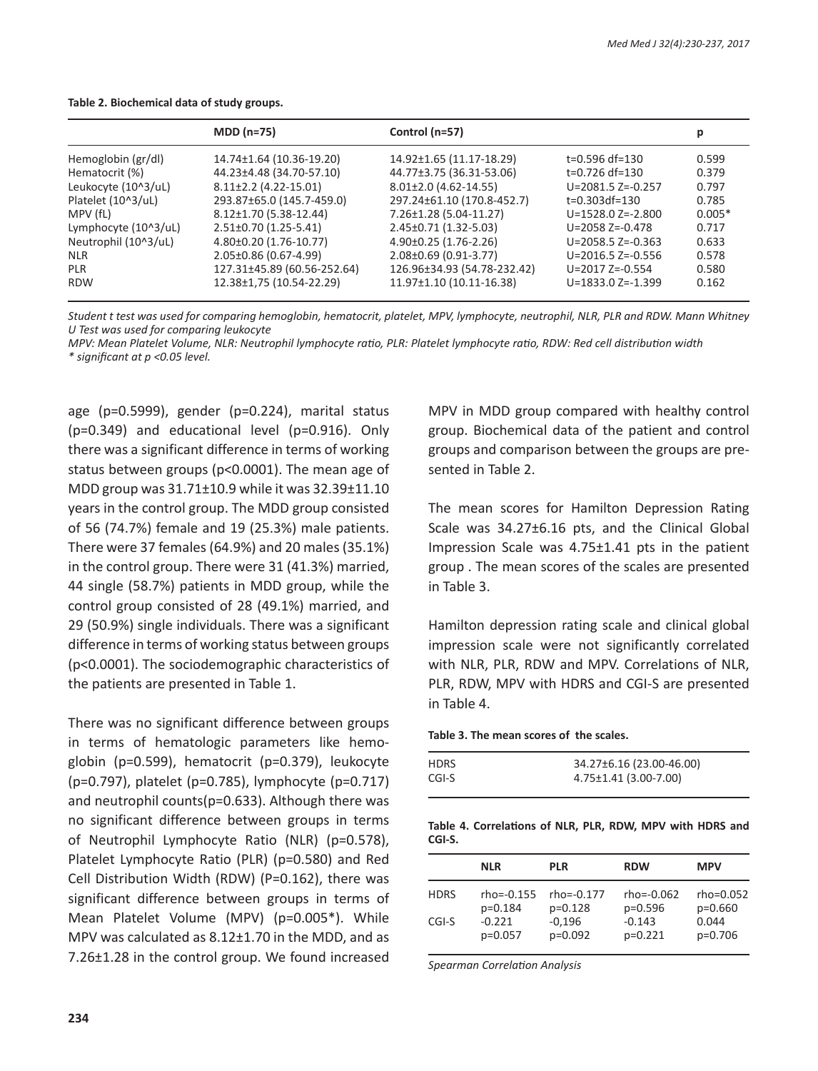**Table 2. Biochemical data of study groups.**

| | MDD (n=75) | Control (n=57) | | p |
|---|---|---|---|---|
| Hemoglobin (gr/dl) | 14.74±1.64 (10.36-19.20) | 14.92±1.65 (11.17-18.29) | t=0.596 df=130 | 0.599 |
| Hematocrit (%) | 44.23±4.48 (34.70-57.10) | 44.77±3.75 (36.31-53.06) | t=0.726 df=130 | 0.379 |
| Leukocyte (10^3/uL) | 8.11±2.2 (4.22-15.01) | 8.01±2.0 (4.62-14.55) | U=2081.5 Z=-0.257 | 0.797 |
| Platelet (10^3/uL) | 293.87±65.0 (145.7-459.0) | 297.24±61.10 (170.8-452.7) | t=0.303df=130 | 0.785 |
| MPV (fL) | 8.12±1.70 (5.38-12.44) | 7.26±1.28 (5.04-11.27) | U=1528.0 Z=-2.800 | 0.005* |
| Lymphocyte (10^3/uL) | 2.51±0.70 (1.25-5.41) | 2.45±0.71 (1.32-5.03) | U=2058 Z=-0.478 | 0.717 |
| Neutrophil (10^3/uL) | 4.80±0.20 (1.76-10.77) | 4.90±0.25 (1.76-2.26) | U=2058.5 Z=-0.363 | 0.633 |
| NLR | 2.05±0.86 (0.67-4.99) | 2.08±0.69 (0.91-3.77) | U=2016.5 Z=-0.556 | 0.578 |
| PLR | 127.31±45.89 (60.56-252.64) | 126.96±34.93 (54.78-232.42) | U=2017 Z=-0.554 | 0.580 |
| RDW | 12.38±1,75 (10.54-22.29) | 11.97±1.10 (10.11-16.38) | U=1833.0 Z=-1.399 | 0.162 |

*Student t test was used for comparing hemoglobin, hematocrit, platelet, MPV, lymphocyte, neutrophil, NLR, PLR and RDW. Mann Whitney U Test was used for comparing leukocyte*

*MPV: Mean Platelet Volume, NLR: Neutrophil lymphocyte ratio, PLR: Platelet lymphocyte ratio, RDW: Red cell distribution width*

** significant at p <0.05 level.*

age (p=0.5999), gender (p=0.224), marital status (p=0.349) and educational level (p=0.916). Only there was a significant difference in terms of working status between groups (p<0.0001). The mean age of MDD group was 31.71±10.9 while it was 32.39±11.10 years in the control group. The MDD group consisted of 56 (74.7%) female and 19 (25.3%) male patients. There were 37 females (64.9%) and 20 males (35.1%) in the control group. There were 31 (41.3%) married, 44 single (58.7%) patients in MDD group, while the control group consisted of 28 (49.1%) married, and 29 (50.9%) single individuals. There was a significant difference in terms of working status between groups (p<0.0001). The sociodemographic characteristics of the patients are presented in Table 1.

There was no significant difference between groups in terms of hematologic parameters like hemoglobin (p=0.599), hematocrit (p=0.379), leukocyte (p=0.797), platelet (p=0.785), lymphocyte (p=0.717) and neutrophil counts(p=0.633). Although there was no significant difference between groups in terms of Neutrophil Lymphocyte Ratio (NLR) (p=0.578), Platelet Lymphocyte Ratio (PLR) (p=0.580) and Red Cell Distribution Width (RDW) (P=0.162), there was significant difference between groups in terms of Mean Platelet Volume (MPV) (p=0.005*). While MPV was calculated as 8.12±1.70 in the MDD, and as 7.26±1.28 in the control group. We found increased MPV in MDD group compared with healthy control group. Biochemical data of the patient and control groups and comparison between the groups are presented in Table 2.

The mean scores for Hamilton Depression Rating Scale was 34.27±6.16 pts, and the Clinical Global Impression Scale was 4.75±1.41 pts in the patient group . The mean scores of the scales are presented in Table 3.

Hamilton depression rating scale and clinical global impression scale were not significantly correlated with NLR, PLR, RDW and MPV. Correlations of NLR, PLR, RDW, MPV with HDRS and CGI-S are presented in Table 4.

**Table 3. The mean scores of the scales.**

| | |
|---|---|
| HDRS | 34.27±6.16 (23.00-46.00) |
| CGI-S | 4.75±1.41 (3.00-7.00) |

**Table 4. Correlations of NLR, PLR, RDW, MPV with HDRS and CGI-S.**

| | NLR | PLR | RDW | MPV |
|---|---|---|---|---|
| HDRS | rho=-0.155 p=0.184 | rho=-0.177 p=0.128 | rho=-0.062 p=0.596 | rho=0.052 p=0.660 |
| CGI-S | -0.221 p=0.057 | -0,196 p=0.092 | -0.143 p=0.221 | 0.044 p=0.706 |

*Spearman Correlation Analysis*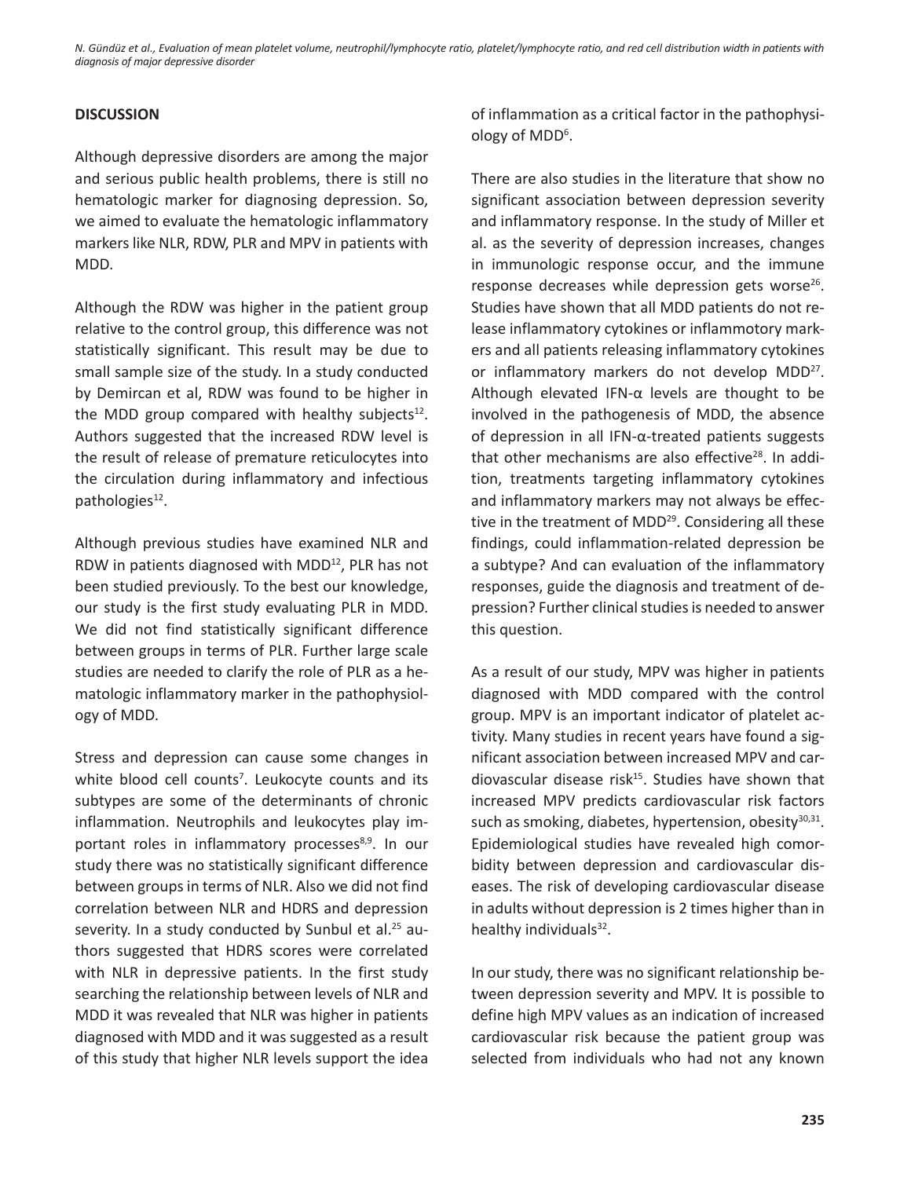## DISCUSSION

Although depressive disorders are among the major and serious public health problems, there is still no hematologic marker for diagnosing depression. So, we aimed to evaluate the hematologic inflammatory markers like NLR, RDW, PLR and MPV in patients with MDD.

Although the RDW was higher in the patient group relative to the control group, this difference was not statistically significant. This result may be due to small sample size of the study. In a study conducted by Demircan et al, RDW was found to be higher in the MDD group compared with healthy subjects[12]. Authors suggested that the increased RDW level is the result of release of premature reticulocytes into the circulation during inflammatory and infectious pathologies[12].

Although previous studies have examined NLR and RDW in patients diagnosed with MDD[12], PLR has not been studied previously. To the best our knowledge, our study is the first study evaluating PLR in MDD. We did not find statistically significant difference between groups in terms of PLR. Further large scale studies are needed to clarify the role of PLR as a hematologic inflammatory marker in the pathophysiology of MDD.

Stress and depression can cause some changes in white blood cell counts[7]. Leukocyte counts and its subtypes are some of the determinants of chronic inflammation. Neutrophils and leukocytes play important roles in inflammatory processes[8,9]. In our study there was no statistically significant difference between groups in terms of NLR. Also we did not find correlation between NLR and HDRS and depression severity. In a study conducted by Sunbul et al.[25] authors suggested that HDRS scores were correlated with NLR in depressive patients. In the first study searching the relationship between levels of NLR and MDD it was revealed that NLR was higher in patients diagnosed with MDD and it was suggested as a result of this study that higher NLR levels support the idea of inflammation as a critical factor in the pathophysiology of MDD[6].

There are also studies in the literature that show no significant association between depression severity and inflammatory response. In the study of Miller et al. as the severity of depression increases, changes in immunologic response occur, and the immune response decreases while depression gets worse[26]. Studies have shown that all MDD patients do not release inflammatory cytokines or inflammotory markers and all patients releasing inflammatory cytokines or inflammatory markers do not develop MDD[27]. Although elevated IFN-α levels are thought to be involved in the pathogenesis of MDD, the absence of depression in all IFN-α-treated patients suggests that other mechanisms are also effective[28]. In addition, treatments targeting inflammatory cytokines and inflammatory markers may not always be effective in the treatment of MDD[29]. Considering all these findings, could inflammation-related depression be a subtype? And can evaluation of the inflammatory responses, guide the diagnosis and treatment of depression? Further clinical studies is needed to answer this question.

As a result of our study, MPV was higher in patients diagnosed with MDD compared with the control group. MPV is an important indicator of platelet activity. Many studies in recent years have found a significant association between increased MPV and cardiovascular disease risk[15]. Studies have shown that increased MPV predicts cardiovascular risk factors such as smoking, diabetes, hypertension, obesity[30,31]. Epidemiological studies have revealed high comorbidity between depression and cardiovascular diseases. The risk of developing cardiovascular disease in adults without depression is 2 times higher than in healthy individuals[32].

In our study, there was no significant relationship between depression severity and MPV. It is possible to define high MPV values as an indication of increased cardiovascular risk because the patient group was selected from individuals who had not any known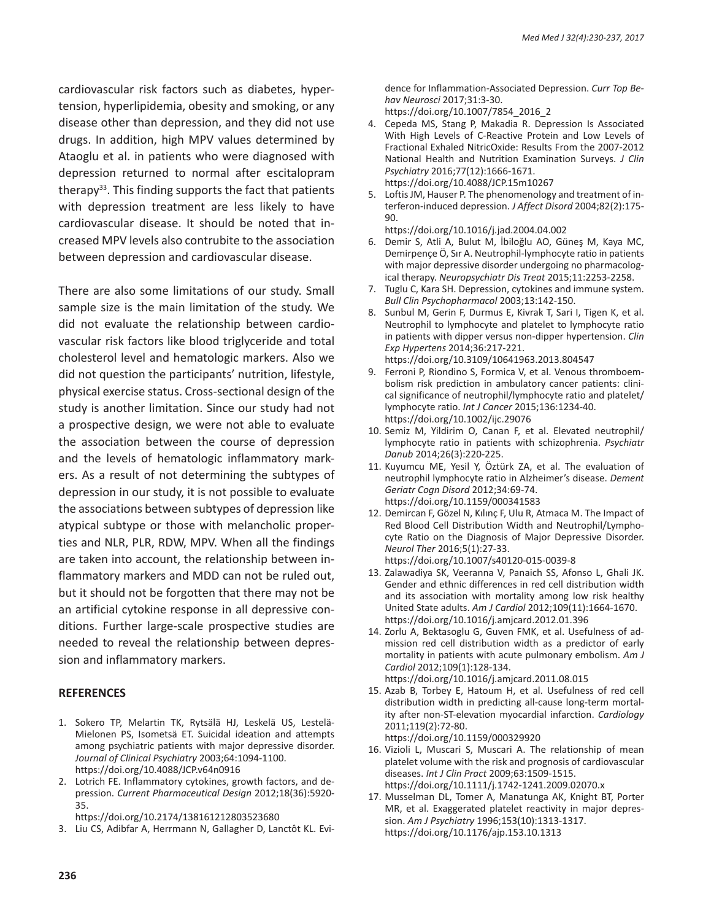cardiovascular risk factors such as diabetes, hypertension, hyperlipidemia, obesity and smoking, or any disease other than depression, and they did not use drugs. In addition, high MPV values determined by Ataoglu et al. in patients who were diagnosed with depression returned to normal after escitalopram therapy[33]. This finding supports the fact that patients with depression treatment are less likely to have cardiovascular disease. It should be noted that increased MPV levels also contrubite to the association between depression and cardiovascular disease.

There are also some limitations of our study. Small sample size is the main limitation of the study. We did not evaluate the relationship between cardiovascular risk factors like blood triglyceride and total cholesterol level and hematologic markers. Also we did not question the participants' nutrition, lifestyle, physical exercise status. Cross-sectional design of the study is another limitation. Since our study had not a prospective design, we were not able to evaluate the association between the course of depression and the levels of hematologic inflammatory markers. As a result of not determining the subtypes of depression in our study, it is not possible to evaluate the associations between subtypes of depression like atypical subtype or those with melancholic properties and NLR, PLR, RDW, MPV. When all the findings are taken into account, the relationship between inflammatory markers and MDD can not be ruled out, but it should not be forgotten that there may not be an artificial cytokine response in all depressive conditions. Further large-scale prospective studies are needed to reveal the relationship between depression and inflammatory markers.

## REFERENCES

1. Sokero TP, Melartin TK, Rytsälä HJ, Leskelä US, Lestelä-Mielonen PS, Isometsä ET. Suicidal ideation and attempts among psychiatric patients with major depressive disorder. *Journal of Clinical Psychiatry* 2003;64:1094-1100. https://doi.org/10.4088/JCP.v64n0916
2. Lotrich FE. Inflammatory cytokines, growth factors, and depression. *Current Pharmaceutical Design* 2012;18(36):5920-35. https://doi.org/10.2174/138161212803523680
3. Liu CS, Adibfar A, Herrmann N, Gallagher D, Lanctôt KL. Evidence for Inflammation-Associated Depression. *Curr Top Behav Neurosci* 2017;31:3-30. https://doi.org/10.1007/7854_2016_2
4. Cepeda MS, Stang P, Makadia R. Depression Is Associated With High Levels of C-Reactive Protein and Low Levels of Fractional Exhaled NitricOxide: Results From the 2007-2012 National Health and Nutrition Examination Surveys. *J Clin Psychiatry* 2016;77(12):1666-1671. https://doi.org/10.4088/JCP.15m10267
5. Loftis JM, Hauser P. The phenomenology and treatment of interferon-induced depression. *J Affect Disord* 2004;82(2):175-90. https://doi.org/10.1016/j.jad.2004.04.002
6. Demir S, Atli A, Bulut M, İbiloğlu AO, Güneş M, Kaya MC, Demirpençe Ö, Sır A. Neutrophil-lymphocyte ratio in patients with major depressive disorder undergoing no pharmacological therapy. *Neuropsychiatr Dis Treat* 2015;11:2253-2258.
7. Tuglu C, Kara SH. Depression, cytokines and immune system. *Bull Clin Psychopharmacol* 2003;13:142-150.
8. Sunbul M, Gerin F, Durmus E, Kivrak T, Sari I, Tigen K, et al. Neutrophil to lymphocyte and platelet to lymphocyte ratio in patients with dipper versus non-dipper hypertension. *Clin Exp Hypertens* 2014;36:217-221. https://doi.org/10.3109/10641963.2013.804547
9. Ferroni P, Riondino S, Formica V, et al. Venous thromboembolism risk prediction in ambulatory cancer patients: clinical significance of neutrophil/lymphocyte ratio and platelet/lymphocyte ratio. *Int J Cancer* 2015;136:1234-40. https://doi.org/10.1002/ijc.29076
10. Semiz M, Yildirim O, Canan F, et al. Elevated neutrophil/lymphocyte ratio in patients with schizophrenia. *Psychiatr Danub* 2014;26(3):220-225.
11. Kuyumcu ME, Yesil Y, Öztürk ZA, et al. The evaluation of neutrophil lymphocyte ratio in Alzheimer's disease. *Dement Geriatr Cogn Disord* 2012;34:69-74. https://doi.org/10.1159/000341583
12. Demircan F, Gözel N, Kılınç F, Ulu R, Atmaca M. The Impact of Red Blood Cell Distribution Width and Neutrophil/Lymphocyte Ratio on the Diagnosis of Major Depressive Disorder. *Neurol Ther* 2016;5(1):27-33. https://doi.org/10.1007/s40120-015-0039-8
13. Zalawadiya SK, Veeranna V, Panaich SS, Afonso L, Ghali JK. Gender and ethnic differences in red cell distribution width and its association with mortality among low risk healthy United State adults. *Am J Cardiol* 2012;109(11):1664-1670. https://doi.org/10.1016/j.amjcard.2012.01.396
14. Zorlu A, Bektasoglu G, Guven FMK, et al. Usefulness of admission red cell distribution width as a predictor of early mortality in patients with acute pulmonary embolism. *Am J Cardiol* 2012;109(1):128-134. https://doi.org/10.1016/j.amjcard.2011.08.015
15. Azab B, Torbey E, Hatoum H, et al. Usefulness of red cell distribution width in predicting all-cause long-term mortality after non-ST-elevation myocardial infarction. *Cardiology* 2011;119(2):72-80. https://doi.org/10.1159/000329920
16. Vizioli L, Muscari S, Muscari A. The relationship of mean platelet volume with the risk and prognosis of cardiovascular diseases. *Int J Clin Pract* 2009;63:1509-1515. https://doi.org/10.1111/j.1742-1241.2009.02070.x
17. Musselman DL, Tomer A, Manatunga AK, Knight BT, Porter MR, et al. Exaggerated platelet reactivity in major depression. *Am J Psychiatry* 1996;153(10):1313-1317. https://doi.org/10.1176/ajp.153.10.1313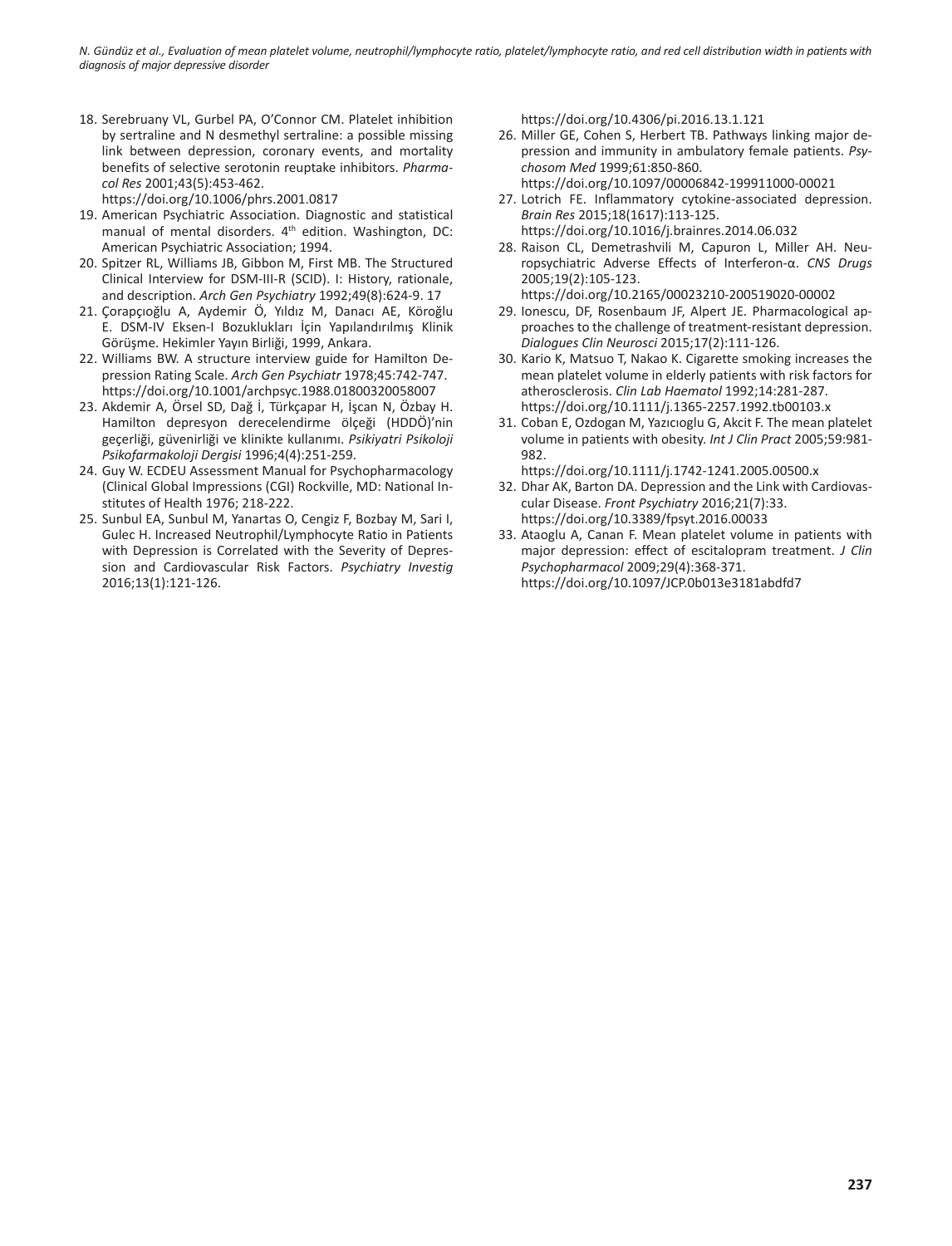18. Serebruany VL, Gurbel PA, O'Connor CM. Platelet inhibition by sertraline and N desmethyl sertraline: a possible missing link between depression, coronary events, and mortality benefits of selective serotonin reuptake inhibitors. *Pharmacol Res* 2001;43(5):453-462. https://doi.org/10.1006/phrs.2001.0817
19. American Psychiatric Association. Diagnostic and statistical manual of mental disorders. 4th edition. Washington, DC: American Psychiatric Association; 1994.
20. Spitzer RL, Williams JB, Gibbon M, First MB. The Structured Clinical Interview for DSM-III-R (SCID). I: History, rationale, and description. *Arch Gen Psychiatry* 1992;49(8):624-9. 17
21. Çorapçıoğlu A, Aydemir Ö, Yıldız M, Danacı AE, Köroğlu E. DSM-IV Eksen-I Bozuklukları İçin Yapılandırılmış Klinik Görüşme. Hekimler Yayın Birliği, 1999, Ankara.
22. Williams BW. A structure interview guide for Hamilton Depression Rating Scale. *Arch Gen Psychiatr* 1978;45:742-747. https://doi.org/10.1001/archpsyc.1988.01800320058007
23. Akdemir A, Örsel SD, Dağ İ, Türkçapar H, İşcan N, Özbay H. Hamilton depresyon derecelendirme ölçeği (HDDÖ)'nin geçerliği, güvenirliği ve klinikte kullanımı. *Psikiyatri Psikoloji Psikofarmakoloji Dergisi* 1996;4(4):251-259.
24. Guy W. ECDEU Assessment Manual for Psychopharmacology (Clinical Global Impressions (CGI) Rockville, MD: National Institutes of Health 1976; 218-222.
25. Sunbul EA, Sunbul M, Yanartas O, Cengiz F, Bozbay M, Sari I, Gulec H. Increased Neutrophil/Lymphocyte Ratio in Patients with Depression is Correlated with the Severity of Depression and Cardiovascular Risk Factors. *Psychiatry Investig* 2016;13(1):121-126. https://doi.org/10.4306/pi.2016.13.1.121
26. Miller GE, Cohen S, Herbert TB. Pathways linking major depression and immunity in ambulatory female patients. *Psychosom Med* 1999;61:850-860. https://doi.org/10.1097/00006842-199911000-00021
27. Lotrich FE. Inflammatory cytokine-associated depression. *Brain Res* 2015;18(1617):113-125. https://doi.org/10.1016/j.brainres.2014.06.032
28. Raison CL, Demetrashvili M, Capuron L, Miller AH. Neuropsychiatric Adverse Effects of Interferon-α. *CNS Drugs* 2005;19(2):105-123. https://doi.org/10.2165/00023210-200519020-00002
29. Ionescu, DF, Rosenbaum JF, Alpert JE. Pharmacological approaches to the challenge of treatment-resistant depression. *Dialogues Clin Neurosci* 2015;17(2):111-126.
30. Kario K, Matsuo T, Nakao K. Cigarette smoking increases the mean platelet volume in elderly patients with risk factors for atherosclerosis. *Clin Lab Haematol* 1992;14:281-287. https://doi.org/10.1111/j.1365-2257.1992.tb00103.x
31. Coban E, Ozdogan M, Yazıcıoglu G, Akcit F. The mean platelet volume in patients with obesity. *Int J Clin Pract* 2005;59:981-982. https://doi.org/10.1111/j.1742-1241.2005.00500.x
32. Dhar AK, Barton DA. Depression and the Link with Cardiovascular Disease. *Front Psychiatry* 2016;21(7):33. https://doi.org/10.3389/fpsyt.2016.00033
33. Ataoglu A, Canan F. Mean platelet volume in patients with major depression: effect of escitalopram treatment. *J Clin Psychopharmacol* 2009;29(4):368-371. https://doi.org/10.1097/JCP.0b013e3181abdfd7